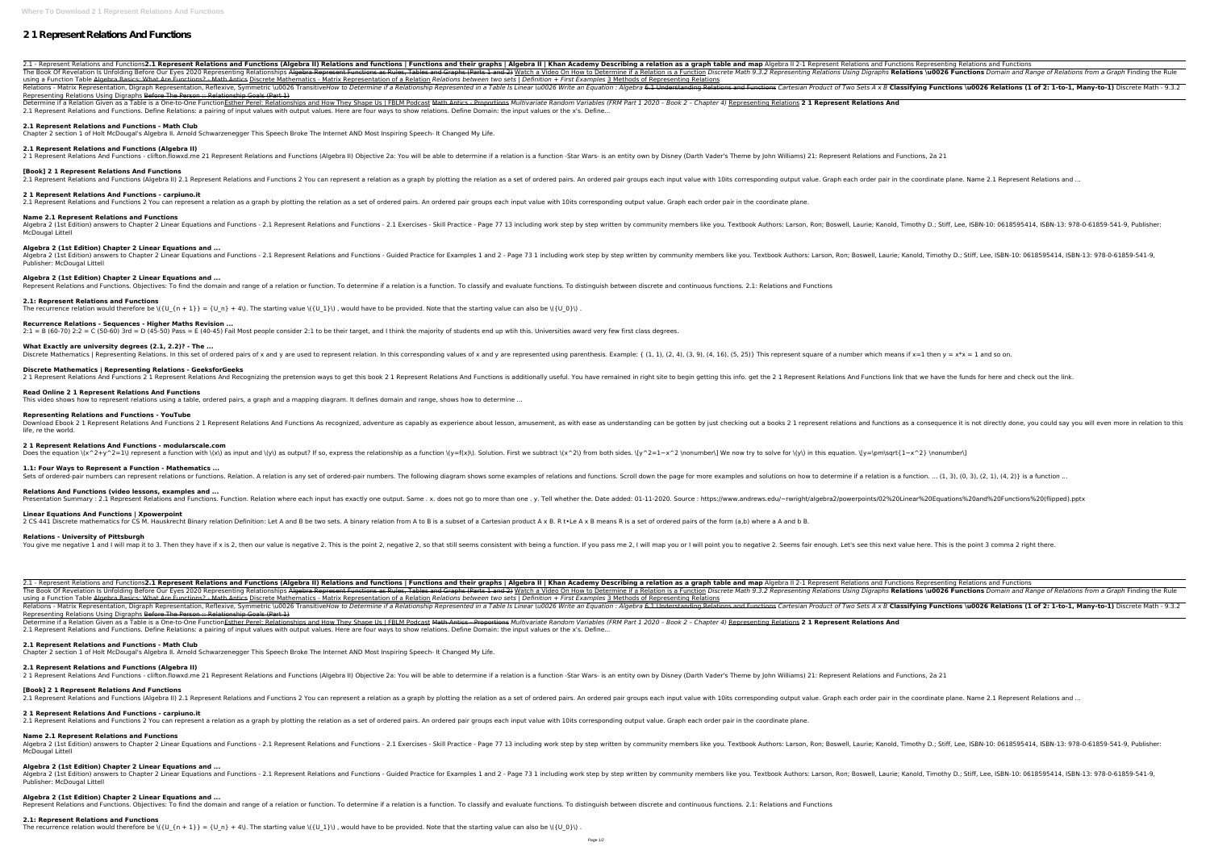# 2 1 Represent Relations And Functions

2.1 - Represent Relations and Functions**2.1 Represent Relations and Functions (Algebra II) Relations and functions | Functions and their graphs | Algebra II | Khan Academy Describing a relation as a graph table and map** Algebra II 2-1 Represent Relations and Functions Representing Relations and Functions The Book Of Revelation Is Unfolding Before Our Eyes 2020 Representing Relationships Algebra Represent Functions as Rules, Tables and Graphs (Parts 1 and 2) Watch a Video On How to Determine if a Relation is a Function *Discrete Math 9.3.2 Representing Relations Using Digraphs* **Relations \u0026 Functions** *Domain and Range of Relations from a Graph* Finding the Rule using a Function Table Algebra Basics: What Are Functions? - Math Antics Discrete Mathematics - Matrix Representation of a Relation *Relations between two sets | Definition + First Examples* 3 Methods of Representing Relations Relations - Matrix Representation, Digraph Representation, Reflexive, Symmetric \u0026 Transitive*How to Determine if a Relationship Represented in a Table Is Linear \u0026 Write an Equation : Algebra* 6.1 Understanding Relations and Functions *Cartesian Product of Two Sets A x B* **Classifying Functions \u0026 Relations (1 of 2: 1-to-1, Many-to-1)** Discrete Math - 9.3.2 Representing Relations Using Digraphs Before The Person :: Relationship Goals (Part 1)

Determine if a Relation Given as a Table is a One-to-One FunctionEsther Perel: Relationships and How They Shape Us | FBLM Podcast Math Antics - Proportions *Multivariate Random Variables (FRM Part 1 2020 – Book 2 – Chapter 4)* Representing Relations **2 1 Represent Relations And**
2.1 Represent Relations and Functions. Define Relations: a pairing of input values with output values. Here are four ways to show relations. Define Domain: the input values or the x's. Define...

### 2.1 Represent Relations and Functions - Math Club
Chapter 2 section 1 of Holt McDougal's Algebra II. Arnold Schwarzenegger This Speech Broke The Internet AND Most Inspiring Speech- It Changed My Life.

### 2.1 Represent Relations and Functions (Algebra II)
2 1 Represent Relations And Functions - clifton.flowxd.me 21 Represent Relations and Functions (Algebra II) Objective 2a: You will be able to determine if a relation is a function -Star Wars- is an entity own by Disney (Darth Vader's Theme by John Williams) 21: Represent Relations and Functions, 2a 21

### [Book] 2 1 Represent Relations And Functions
2.1 Represent Relations and Functions (Algebra II) 2.1 Represent Relations and Functions 2 You can represent a relation as a graph by plotting the relation as a set of ordered pairs. An ordered pair groups each input value with 10its corresponding output value. Graph each order pair in the coordinate plane. Name 2.1 Represent Relations and ...

### 2 1 Represent Relations And Functions - carpiuno.it
2.1 Represent Relations and Functions 2 You can represent a relation as a graph by plotting the relation as a set of ordered pairs. An ordered pair groups each input value with 10its corresponding output value. Graph each order pair in the coordinate plane.

### Name 2.1 Represent Relations and Functions
Algebra 2 (1st Edition) answers to Chapter 2 Linear Equations and Functions - 2.1 Represent Relations and Functions - 2.1 Exercises - Skill Practice - Page 77 13 including work step by step written by community members like you. Textbook Authors: Larson, Ron; Boswell, Laurie; Kanold, Timothy D.; Stiff, Lee, ISBN-10: 0618595414, ISBN-13: 978-0-61859-541-9, Publisher: McDougal Littell

### Algebra 2 (1st Edition) Chapter 2 Linear Equations and ...
Algebra 2 (1st Edition) answers to Chapter 2 Linear Equations and Functions - 2.1 Represent Relations and Functions - Guided Practice for Examples 1 and 2 - Page 73 1 including work step by step written by community members like you. Textbook Authors: Larson, Ron; Boswell, Laurie; Kanold, Timothy D.; Stiff, Lee, ISBN-10: 0618595414, ISBN-13: 978-0-61859-541-9, Publisher: McDougal Littell

### Algebra 2 (1st Edition) Chapter 2 Linear Equations and ...
Represent Relations and Functions. Objectives: To find the domain and range of a relation or function. To determine if a relation is a function. To classify and evaluate functions. To distinguish between discrete and continuous functions. 2.1: Relations and Functions

### 2.1: Represent Relations and Functions
The recurrence relation would therefore be $U_{n+1} = U_n + 4$. The starting value $U_1$, would have to be provided. Note that the starting value can also be $U_0$.

### Recurrence Relations - Sequences - Higher Maths Revision ...
2:1 = B (60-70) 2:2 = C (50-60) 3rd = D (45-50) Pass = E (40-45) Fail Most people consider 2:1 to be their target, and I think the majority of students end up wtih this. Universities award very few first class degrees.

### What Exactly are university degrees (2.1, 2.2)? - The ...
Discrete Mathematics | Representing Relations. In this set of ordered pairs of x and y are used to represent relation. In this corresponding values of x and y are represented using parenthesis. Example: { (1, 1), (2, 4), (3, 9), (4, 16), (5, 25)} This represent square of a number which means if x=1 then y = x*x = 1 and so on.

### Discrete Mathematics | Representing Relations - GeeksforGeeks
2 1 Represent Relations And Functions 2 1 Represent Relations And Recognizing the pretension ways to get this book 2 1 Represent Relations And Functions is additionally useful. You have remained in right site to begin getting this info. get the 2 1 Represent Relations And Functions link that we have the funds for here and check out the link.

### Read Online 2 1 Represent Relations And Functions
This video shows how to represent relations using a table, ordered pairs, a graph and a mapping diagram. It defines domain and range, shows how to determine ...

### Representing Relations and Functions - YouTube
Download Ebook 2 1 Represent Relations And Functions 2 1 Represent Relations And Functions As recognized, adventure as capably as experience about lesson, amusement, as with ease as understanding can be gotten by just checking out a books 2 1 represent relations and functions as a consequence it is not directly done, you could say you will even more in relation to this life, re the world.

### 2 1 Represent Relations And Functions - modularscale.com
Does the equation $x^2+y^2=1$ represent a function with $x$ as input and $y$ as output? If so, express the relationship as a function $y=f(x)$. Solution. First we subtract $x^2$ from both sides. $y^2=1-x^2$ We now try to solve for $y$ in this equation. $y=\pm\sqrt{1-x^2}$

### 1.1: Four Ways to Represent a Function - Mathematics ...
Sets of ordered-pair numbers can represent relations or functions. Relation. A relation is any set of ordered-pair numbers. The following diagram shows some examples of relations and functions. Scroll down the page for more examples and solutions on how to determine if a relation is a function. ... (1, 3), (0, 3), (2, 1), (4, 2)} is a function ...

### Relations And Functions (video lessons, examples and ...
Presentation Summary : 2.1 Represent Relations and Functions. Function. Relation where each input has exactly one output. Same . x. does not go to more than one . y. Tell whether the. Date added: 01-11-2020. Source : https://www.andrews.edu/~rwright/algebra2/powerpoints/02%20Linear%20Equations%20and%20Functions%20(flipped).pptx

### Linear Equations And Functions | Xpowerpoint
2 CS 441 Discrete mathematics for CS M. Hauskrecht Binary relation Definition: Let A and B be two sets. A binary relation from A to B is a subset of a Cartesian product A x B. R t•Le A x B means R is a set of ordered pairs of the form (a,b) where a A and b B.

### Relations - University of Pittsburgh
You give me negative 1 and I will map it to 3. Then they have if x is 2, then our value is negative 2. This is the point 2, negative 2, so that still seems consistent with being a function. If you pass me 2, I will map you or I will point you to negative 2. Seems fair enough. Let's see this next value here. This is the point 3 comma 2 right there.

2.1 - Represent Relations and Functions**2.1 Represent Relations and Functions (Algebra II) Relations and functions | Functions and their graphs | Algebra II | Khan Academy Describing a relation as a graph table and map** Algebra II 2-1 Represent Relations and Functions Representing Relations and Functions The Book Of Revelation Is Unfolding Before Our Eyes 2020 Representing Relationships Algebra Represent Functions as Rules, Tables and Graphs (Parts 1 and 2) Watch a Video On How to Determine if a Relation is a Function *Discrete Math 9.3.2 Representing Relations Using Digraphs* **Relations \u0026 Functions** *Domain and Range of Relations from a Graph* Finding the Rule using a Function Table Algebra Basics: What Are Functions? - Math Antics Discrete Mathematics - Matrix Representation of a Relation *Relations between two sets | Definition + First Examples* 3 Methods of Representing Relations Relations - Matrix Representation, Digraph Representation, Reflexive, Symmetric \u0026 Transitive*How to Determine if a Relationship Represented in a Table Is Linear \u0026 Write an Equation : Algebra* 6.1 Understanding Relations and Functions *Cartesian Product of Two Sets A x B* **Classifying Functions \u0026 Relations (1 of 2: 1-to-1, Many-to-1)** Discrete Math - 9.3.2 Representing Relations Using Digraphs Before The Person :: Relationship Goals (Part 1)

Determine if a Relation Given as a Table is a One-to-One FunctionEsther Perel: Relationships and How They Shape Us | FBLM Podcast Math Antics - Proportions *Multivariate Random Variables (FRM Part 1 2020 – Book 2 – Chapter 4)* Representing Relations **2 1 Represent Relations And**
2.1 Represent Relations and Functions. Define Relations: a pairing of input values with output values. Here are four ways to show relations. Define Domain: the input values or the x's. Define...

### 2.1 Represent Relations and Functions - Math Club
Chapter 2 section 1 of Holt McDougal's Algebra II. Arnold Schwarzenegger This Speech Broke The Internet AND Most Inspiring Speech- It Changed My Life.

### 2.1 Represent Relations and Functions (Algebra II)
2 1 Represent Relations And Functions - clifton.flowxd.me 21 Represent Relations and Functions (Algebra II) Objective 2a: You will be able to determine if a relation is a function -Star Wars- is an entity own by Disney (Darth Vader's Theme by John Williams) 21: Represent Relations and Functions, 2a 21

### [Book] 2 1 Represent Relations And Functions
2.1 Represent Relations and Functions (Algebra II) 2.1 Represent Relations and Functions 2 You can represent a relation as a graph by plotting the relation as a set of ordered pairs. An ordered pair groups each input value with 10its corresponding output value. Graph each order pair in the coordinate plane. Name 2.1 Represent Relations and ...

### 2 1 Represent Relations And Functions - carpiuno.it
2.1 Represent Relations and Functions 2 You can represent a relation as a graph by plotting the relation as a set of ordered pairs. An ordered pair groups each input value with 10its corresponding output value. Graph each order pair in the coordinate plane.

### Name 2.1 Represent Relations and Functions
Algebra 2 (1st Edition) answers to Chapter 2 Linear Equations and Functions - 2.1 Represent Relations and Functions - 2.1 Exercises - Skill Practice - Page 77 13 including work step by step written by community members like you. Textbook Authors: Larson, Ron; Boswell, Laurie; Kanold, Timothy D.; Stiff, Lee, ISBN-10: 0618595414, ISBN-13: 978-0-61859-541-9, Publisher: McDougal Littell

### Algebra 2 (1st Edition) Chapter 2 Linear Equations and ...
Algebra 2 (1st Edition) answers to Chapter 2 Linear Equations and Functions - 2.1 Represent Relations and Functions - Guided Practice for Examples 1 and 2 - Page 73 1 including work step by step written by community members like you. Textbook Authors: Larson, Ron; Boswell, Laurie; Kanold, Timothy D.; Stiff, Lee, ISBN-10: 0618595414, ISBN-13: 978-0-61859-541-9, Publisher: McDougal Littell

### Algebra 2 (1st Edition) Chapter 2 Linear Equations and ...
Represent Relations and Functions. Objectives: To find the domain and range of a relation or function. To determine if a relation is a function. To classify and evaluate functions. To distinguish between discrete and continuous functions. 2.1: Relations and Functions

### 2.1: Represent Relations and Functions
The recurrence relation would therefore be $U_{n+1} = U_n + 4$. The starting value $U_1$, would have to be provided. Note that the starting value can also be $U_0$.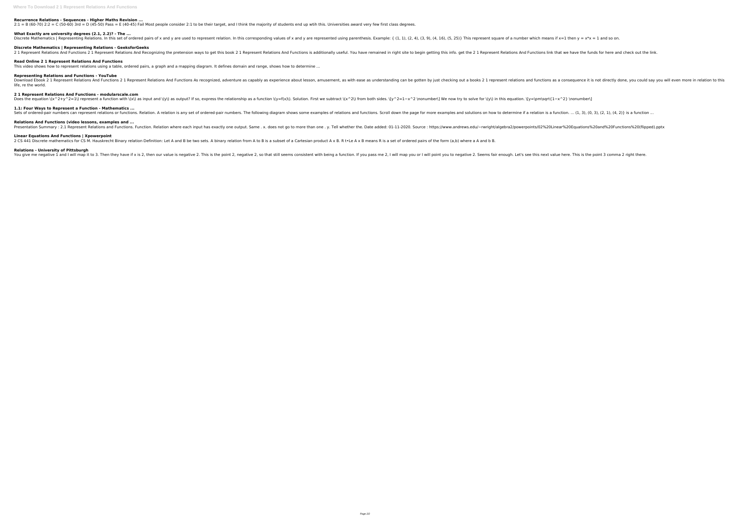**Recurrence Relations - Sequences - Higher Maths Revision ...**

2:1 = B (60-70) 2:2 = C (50-60) 3rd = D (45-50) Pass = E (40-45) Fail Most people consider 2:1 to be their target, and I think the majority of students end up wtih this. Universities award very few first class degrees.

**What Exactly are university degrees (2.1, 2.2)? - The ...**

Discrete Mathematics | Representing Relations. In this set of ordered pairs of x and y are used to represent relation. In this corresponding values of x and y are represented using parenthesis. Example: { (1, 1), (2, 4), (3, 9), (4, 16), (5, 25)} This represent square of a number which means if x=1 then y = x*x = 1 and so on.

**Discrete Mathematics | Representing Relations - GeeksforGeeks**

2 1 Represent Relations And Functions 2 1 Represent Relations And Recognizing the pretension ways to get this book 2 1 Represent Relations And Functions is additionally useful. You have remained in right site to begin getting this info. get the 2 1 Represent Relations And Functions link that we have the funds for here and check out the link.

**Read Online 2 1 Represent Relations And Functions**

This video shows how to represent relations using a table, ordered pairs, a graph and a mapping diagram. It defines domain and range, shows how to determine ...

**Representing Relations and Functions - YouTube**

Download Ebook 2 1 Represent Relations And Functions 2 1 Represent Relations And Functions As recognized, adventure as capably as experience about lesson, amusement, as with ease as understanding can be gotten by just checking out a books 2 1 represent relations and functions as a consequence it is not directly done, you could say you will even more in relation to this life, re the world.

**2 1 Represent Relations And Functions - modularscale.com**

Does the equation \(x^2+y^2=1\) represent a function with \(x\) as input and \(y\) as output? If so, express the relationship as a function \(y=f(x)\). Solution. First we subtract \(x^2\) from both sides. \[y^2=1−x^2 \nonumber\] We now try to solve for \(y\) in this equation. \[y=\pm\sqrt{1−x^2} \nonumber\]

**1.1: Four Ways to Represent a Function - Mathematics ...**

Sets of ordered-pair numbers can represent relations or functions. Relation. A relation is any set of ordered-pair numbers. The following diagram shows some examples of relations and functions. Scroll down the page for more examples and solutions on how to determine if a relation is a function. ... (1, 3), (0, 3), (2, 1), (4, 2)} is a function ...

**Relations And Functions (video lessons, examples and ...**

Presentation Summary : 2.1 Represent Relations and Functions. Function. Relation where each input has exactly one output. Same . x. does not go to more than one . y. Tell whether the. Date added: 01-11-2020. Source : https://www.andrews.edu/~rwright/algebra2/powerpoints/02%20Linear%20Equations%20and%20Functions%20(flipped).pptx

**Linear Equations And Functions | Xpowerpoint**

2 CS 441 Discrete mathematics for CS M. Hauskrecht Binary relation Definition: Let A and B be two sets. A binary relation from A to B is a subset of a Cartesian product A x B. R t•Le A x B means R is a set of ordered pairs of the form (a,b) where a A and b B.

**Relations - University of Pittsburgh**

You give me negative 1 and I will map it to 3. Then they have if x is 2, then our value is negative 2. This is the point 2, negative 2, so that still seems consistent with being a function. If you pass me 2, I will map you or I will point you to negative 2. Seems fair enough. Let's see this next value here. This is the point 3 comma 2 right there.